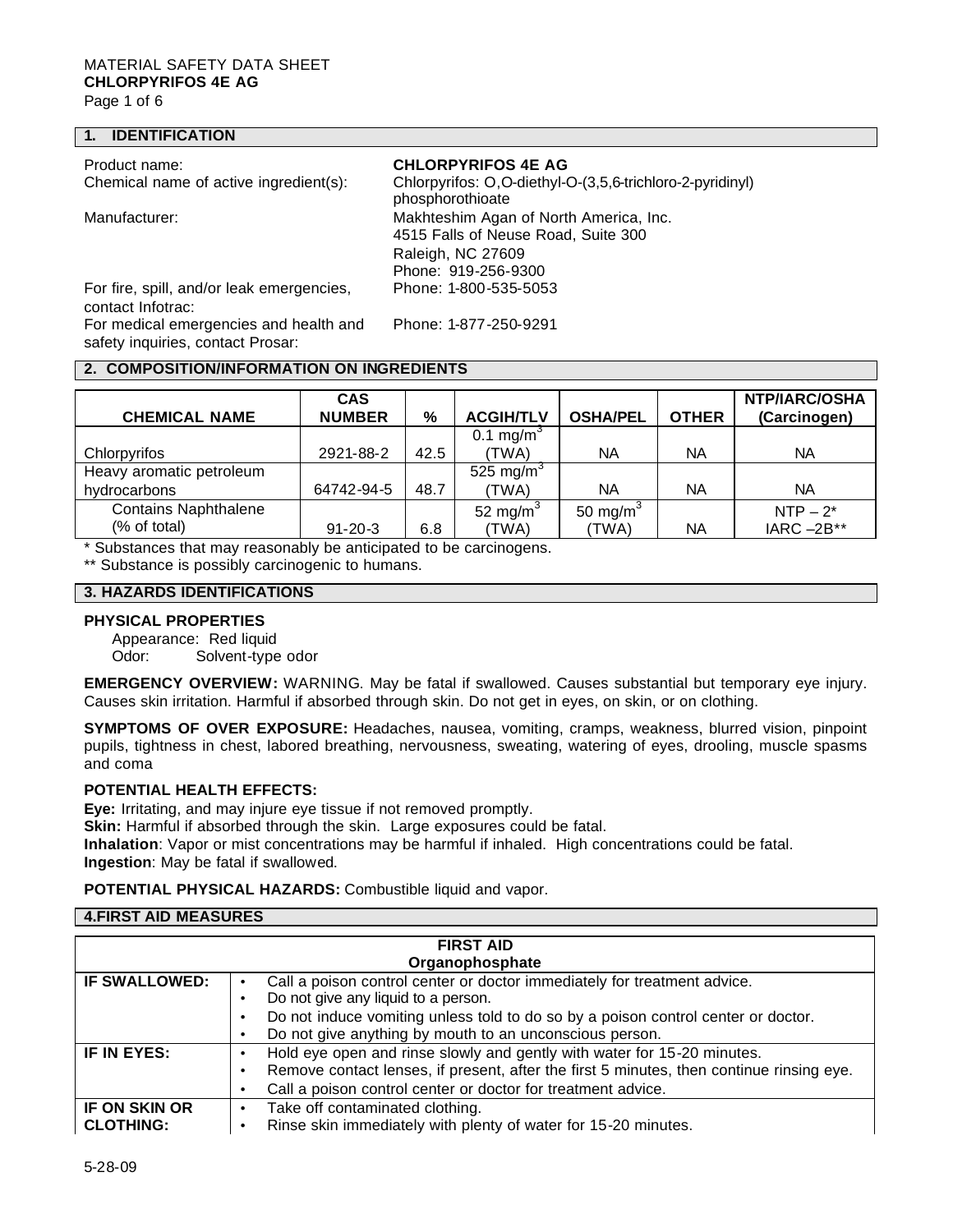MATERIAL SAFETY DATA SHEET
**CHLORPYRIFOS 4E AG**

## 1. IDENTIFICATION

| | |
|---|---|
| Product name: | **CHLORPYRIFOS 4E AG** |
| Chemical name of active ingredient(s): | Chlorpyrifos: O,O-diethyl-O-(3,5,6-trichloro-2-pyridinyl) phosphorothioate |
| Manufacturer: | Makhteshim Agan of North America, Inc.<br>4515 Falls of Neuse Road, Suite 300<br>Raleigh, NC 27609<br>Phone: 919-256-9300 |
| For fire, spill, and/or leak emergencies, contact Infotrac: | Phone: 1-800-535-5053 |
| For medical emergencies and health and safety inquiries, contact Prosar: | Phone: 1-877-250-9291 |

## 2. COMPOSITION/INFORMATION ON INGREDIENTS

| CHEMICAL NAME | CAS NUMBER | % | ACGIH/TLV | OSHA/PEL | OTHER | NTP/IARC/OSHA (Carcinogen) |
|---|---|---|---|---|---|---|
| Chlorpyrifos | 2921-88-2 | 42.5 | 0.1 mg/m$^3$ (TWA) | NA | NA | NA |
| Heavy aromatic petroleum hydrocarbons | 64742-94-5 | 48.7 | 525 mg/m$^3$ (TWA) | NA | NA | NA |
| Contains Naphthalene (% of total) | 91-20-3 | 6.8 | 52 mg/m$^3$ (TWA) | 50 mg/m$^3$ (TWA) | NA | NTP – 2*<br>IARC –2B** |

\* Substances that may reasonably be anticipated to be carcinogens.

** Substance is possibly carcinogenic to humans.

## 3. HAZARDS IDENTIFICATIONS

**PHYSICAL PROPERTIES**

Appearance: Red liquid
Odor: Solvent-type odor

**EMERGENCY OVERVIEW:** WARNING. May be fatal if swallowed. Causes substantial but temporary eye injury. Causes skin irritation. Harmful if absorbed through skin. Do not get in eyes, on skin, or on clothing.

**SYMPTOMS OF OVER EXPOSURE:** Headaches, nausea, vomiting, cramps, weakness, blurred vision, pinpoint pupils, tightness in chest, labored breathing, nervousness, sweating, watering of eyes, drooling, muscle spasms and coma

**POTENTIAL HEALTH EFFECTS:**

**Eye:** Irritating, and may injure eye tissue if not removed promptly.
**Skin:** Harmful if absorbed through the skin. Large exposures could be fatal.
**Inhalation**: Vapor or mist concentrations may be harmful if inhaled. High concentrations could be fatal.
**Ingestion**: May be fatal if swallowed.

**POTENTIAL PHYSICAL HAZARDS:** Combustible liquid and vapor.

## 4.FIRST AID MEASURES

| FIRST AID Organophosphate | |
|---|---|
| **IF SWALLOWED:** | • Call a poison control center or doctor immediately for treatment advice.<br>• Do not give any liquid to a person.<br>• Do not induce vomiting unless told to do so by a poison control center or doctor.<br>• Do not give anything by mouth to an unconscious person. |
| **IF IN EYES:** | • Hold eye open and rinse slowly and gently with water for 15-20 minutes.<br>• Remove contact lenses, if present, after the first 5 minutes, then continue rinsing eye.<br>• Call a poison control center or doctor for treatment advice. |
| **IF ON SKIN OR CLOTHING:** | • Take off contaminated clothing.<br>• Rinse skin immediately with plenty of water for 15-20 minutes. |

5-28-09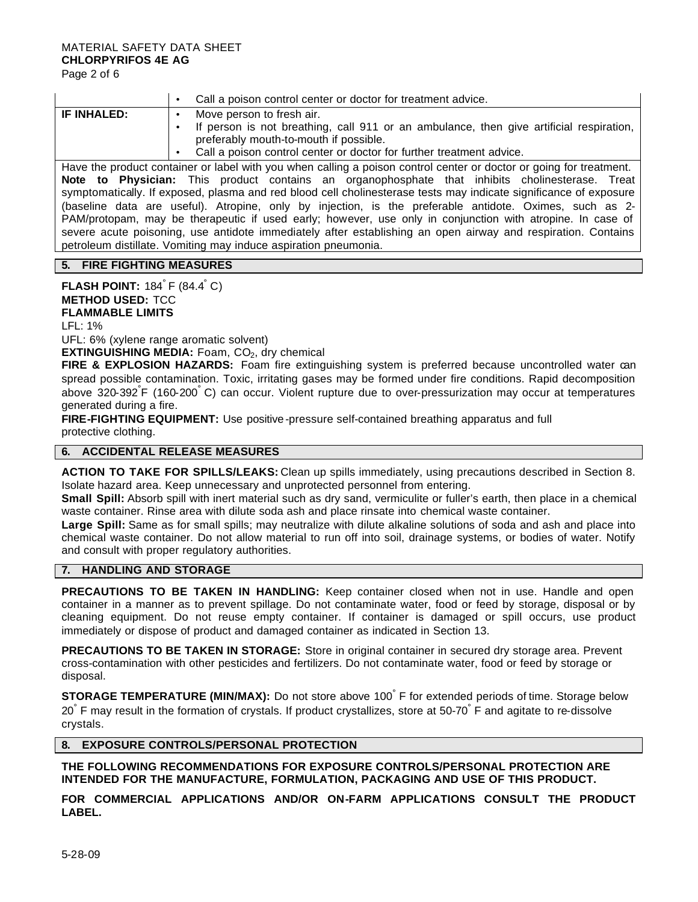| | |
|---|---|
| | • Call a poison control center or doctor for treatment advice. |
| **IF INHALED:** | • Move person to fresh air.<br>• If person is not breathing, call 911 or an ambulance, then give artificial respiration, preferably mouth-to-mouth if possible.<br>• Call a poison control center or doctor for further treatment advice. |

Have the product container or label with you when calling a poison control center or doctor or going for treatment.
**Note to Physician:** This product contains an organophosphate that inhibits cholinesterase. Treat symptomatically. If exposed, plasma and red blood cell cholinesterase tests may indicate significance of exposure (baseline data are useful). Atropine, only by injection, is the preferable antidote. Oximes, such as 2-PAM/protopam, may be therapeutic if used early; however, use only in conjunction with atropine. In case of severe acute poisoning, use antidote immediately after establishing an open airway and respiration. Contains petroleum distillate. Vomiting may induce aspiration pneumonia.

## 5. FIRE FIGHTING MEASURES

**FLASH POINT:** 184° F (84.4° C)
**METHOD USED:** TCC
**FLAMMABLE LIMITS**
LFL: 1%
UFL: 6% (xylene range aromatic solvent)
**EXTINGUISHING MEDIA:** Foam, $CO_2$, dry chemical
**FIRE & EXPLOSION HAZARDS:** Foam fire extinguishing system is preferred because uncontrolled water can spread possible contamination. Toxic, irritating gases may be formed under fire conditions. Rapid decomposition above 320-392°F (160-200° C) can occur. Violent rupture due to over-pressurization may occur at temperatures generated during a fire.
**FIRE-FIGHTING EQUIPMENT:** Use positive-pressure self-contained breathing apparatus and full protective clothing.

## 6. ACCIDENTAL RELEASE MEASURES

**ACTION TO TAKE FOR SPILLS/LEAKS:** Clean up spills immediately, using precautions described in Section 8. Isolate hazard area. Keep unnecessary and unprotected personnel from entering.
**Small Spill:** Absorb spill with inert material such as dry sand, vermiculite or fuller's earth, then place in a chemical waste container. Rinse area with dilute soda ash and place rinsate into chemical waste container.
**Large Spill:** Same as for small spills; may neutralize with dilute alkaline solutions of soda and ash and place into chemical waste container. Do not allow material to run off into soil, drainage systems, or bodies of water. Notify and consult with proper regulatory authorities.

## 7. HANDLING AND STORAGE

**PRECAUTIONS TO BE TAKEN IN HANDLING:** Keep container closed when not in use. Handle and open container in a manner as to prevent spillage. Do not contaminate water, food or feed by storage, disposal or by cleaning equipment. Do not reuse empty container. If container is damaged or spill occurs, use product immediately or dispose of product and damaged container as indicated in Section 13.

**PRECAUTIONS TO BE TAKEN IN STORAGE:** Store in original container in secured dry storage area. Prevent cross-contamination with other pesticides and fertilizers. Do not contaminate water, food or feed by storage or disposal.

**STORAGE TEMPERATURE (MIN/MAX):** Do not store above 100° F for extended periods of time. Storage below 20° F may result in the formation of crystals. If product crystallizes, store at 50-70° F and agitate to re-dissolve crystals.

## 8. EXPOSURE CONTROLS/PERSONAL PROTECTION

**THE FOLLOWING RECOMMENDATIONS FOR EXPOSURE CONTROLS/PERSONAL PROTECTION ARE INTENDED FOR THE MANUFACTURE, FORMULATION, PACKAGING AND USE OF THIS PRODUCT.**

**FOR COMMERCIAL APPLICATIONS AND/OR ON-FARM APPLICATIONS CONSULT THE PRODUCT LABEL.**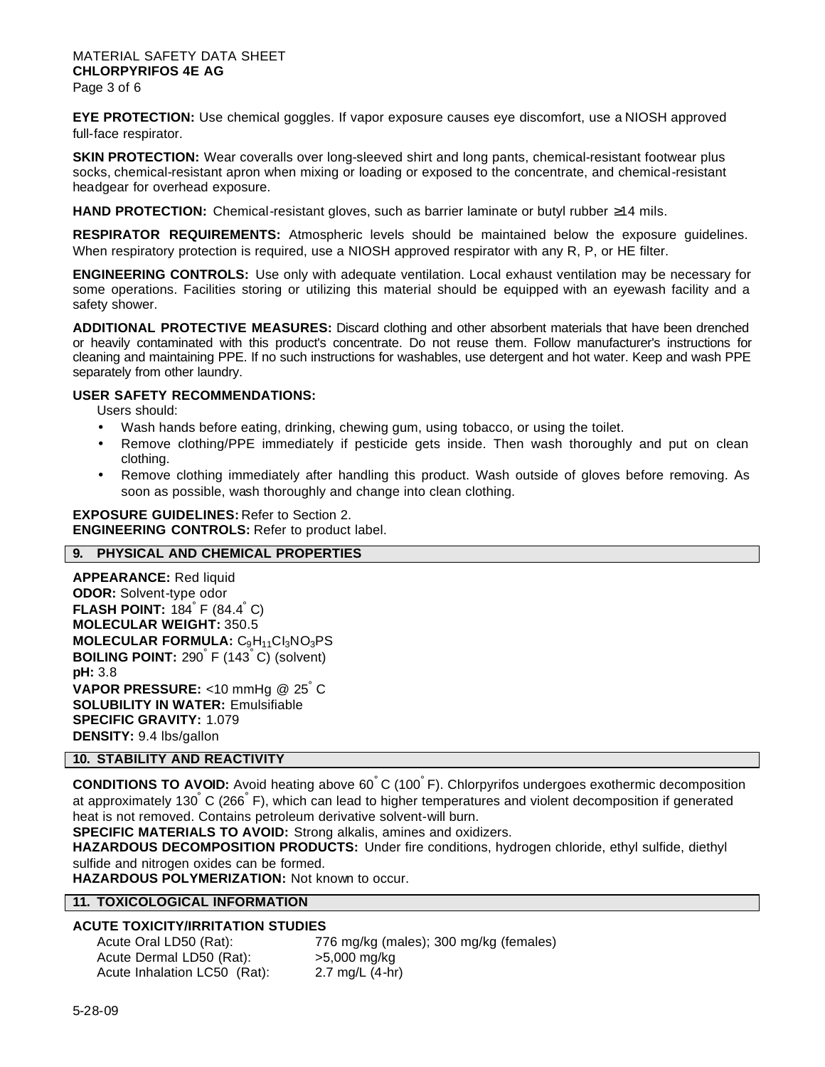**EYE PROTECTION:** Use chemical goggles. If vapor exposure causes eye discomfort, use a NIOSH approved full-face respirator.

**SKIN PROTECTION:** Wear coveralls over long-sleeved shirt and long pants, chemical-resistant footwear plus socks, chemical-resistant apron when mixing or loading or exposed to the concentrate, and chemical-resistant headgear for overhead exposure.

**HAND PROTECTION:** Chemical-resistant gloves, such as barrier laminate or butyl rubber ≥14 mils.

**RESPIRATOR REQUIREMENTS:** Atmospheric levels should be maintained below the exposure guidelines. When respiratory protection is required, use a NIOSH approved respirator with any R, P, or HE filter.

**ENGINEERING CONTROLS:** Use only with adequate ventilation. Local exhaust ventilation may be necessary for some operations. Facilities storing or utilizing this material should be equipped with an eyewash facility and a safety shower.

**ADDITIONAL PROTECTIVE MEASURES:** Discard clothing and other absorbent materials that have been drenched or heavily contaminated with this product's concentrate. Do not reuse them. Follow manufacturer's instructions for cleaning and maintaining PPE. If no such instructions for washables, use detergent and hot water. Keep and wash PPE separately from other laundry.

**USER SAFETY RECOMMENDATIONS:**

Users should:

- Wash hands before eating, drinking, chewing gum, using tobacco, or using the toilet.
- Remove clothing/PPE immediately if pesticide gets inside. Then wash thoroughly and put on clean clothing.
- Remove clothing immediately after handling this product. Wash outside of gloves before removing. As soon as possible, wash thoroughly and change into clean clothing.

**EXPOSURE GUIDELINES:** Refer to Section 2.
**ENGINEERING CONTROLS:** Refer to product label.

## 9. PHYSICAL AND CHEMICAL PROPERTIES

**APPEARANCE:** Red liquid
**ODOR:** Solvent-type odor
**FLASH POINT:** 184° F (84.4° C)
**MOLECULAR WEIGHT:** 350.5
**MOLECULAR FORMULA:** $C_9H_{11}Cl_3NO_3PS$
**BOILING POINT:** 290° F (143° C) (solvent)
**pH:** 3.8
**VAPOR PRESSURE:** <10 mmHg @ 25° C
**SOLUBILITY IN WATER:** Emulsifiable
**SPECIFIC GRAVITY:** 1.079
**DENSITY:** 9.4 lbs/gallon

## 10. STABILITY AND REACTIVITY

**CONDITIONS TO AVOID:** Avoid heating above 60° C (100° F). Chlorpyrifos undergoes exothermic decomposition at approximately 130° C (266° F), which can lead to higher temperatures and violent decomposition if generated heat is not removed. Contains petroleum derivative solvent-will burn.
**SPECIFIC MATERIALS TO AVOID:** Strong alkalis, amines and oxidizers.
**HAZARDOUS DECOMPOSITION PRODUCTS:** Under fire conditions, hydrogen chloride, ethyl sulfide, diethyl sulfide and nitrogen oxides can be formed.
**HAZARDOUS POLYMERIZATION:** Not known to occur.

## 11. TOXICOLOGICAL INFORMATION

**ACUTE TOXICITY/IRRITATION STUDIES**

| | |
|---|---|
| Acute Oral LD50 (Rat): | 776 mg/kg (males); 300 mg/kg (females) |
| Acute Dermal LD50 (Rat): | >5,000 mg/kg |
| Acute Inhalation LC50 (Rat): | 2.7 mg/L (4-hr) |

5-28-09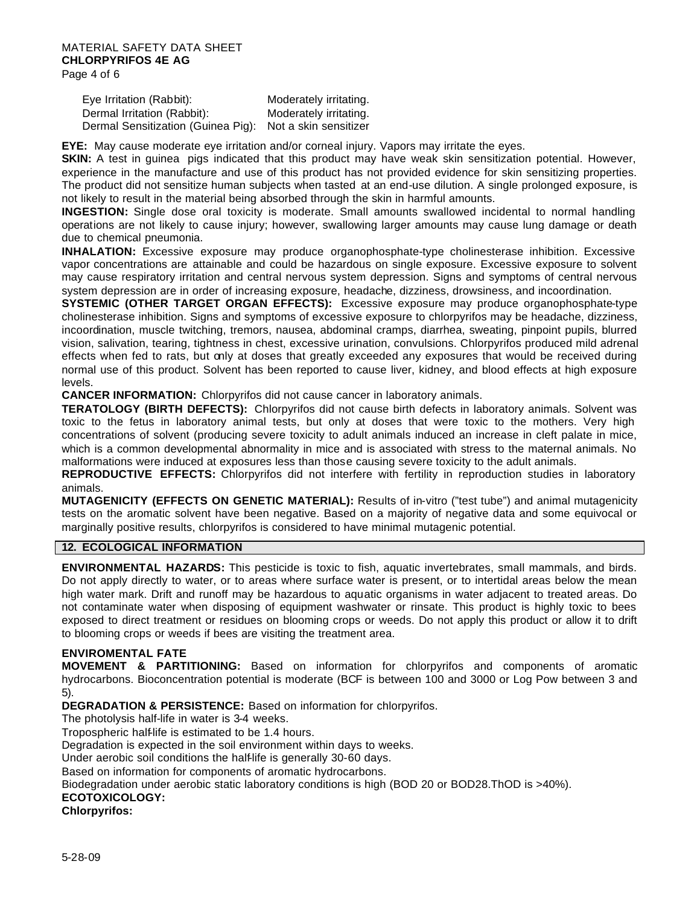| | |
|---|---|
| Eye Irritation (Rabbit): | Moderately irritating. |
| Dermal Irritation (Rabbit): | Moderately irritating. |
| Dermal Sensitization (Guinea Pig): | Not a skin sensitizer |

**EYE:** May cause moderate eye irritation and/or corneal injury. Vapors may irritate the eyes.

**SKIN:** A test in guinea pigs indicated that this product may have weak skin sensitization potential. However, experience in the manufacture and use of this product has not provided evidence for skin sensitizing properties. The product did not sensitize human subjects when tasted at an end-use dilution. A single prolonged exposure, is not likely to result in the material being absorbed through the skin in harmful amounts.

**INGESTION:** Single dose oral toxicity is moderate. Small amounts swallowed incidental to normal handling operations are not likely to cause injury; however, swallowing larger amounts may cause lung damage or death due to chemical pneumonia.

**INHALATION:** Excessive exposure may produce organophosphate-type cholinesterase inhibition. Excessive vapor concentrations are attainable and could be hazardous on single exposure. Excessive exposure to solvent may cause respiratory irritation and central nervous system depression. Signs and symptoms of central nervous system depression are in order of increasing exposure, headache, dizziness, drowsiness, and incoordination.

**SYSTEMIC (OTHER TARGET ORGAN EFFECTS):** Excessive exposure may produce organophosphate-type cholinesterase inhibition. Signs and symptoms of excessive exposure to chlorpyrifos may be headache, dizziness, incoordination, muscle twitching, tremors, nausea, abdominal cramps, diarrhea, sweating, pinpoint pupils, blurred vision, salivation, tearing, tightness in chest, excessive urination, convulsions. Chlorpyrifos produced mild adrenal effects when fed to rats, but only at doses that greatly exceeded any exposures that would be received during normal use of this product. Solvent has been reported to cause liver, kidney, and blood effects at high exposure levels.

**CANCER INFORMATION:** Chlorpyrifos did not cause cancer in laboratory animals.

**TERATOLOGY (BIRTH DEFECTS):** Chlorpyrifos did not cause birth defects in laboratory animals. Solvent was toxic to the fetus in laboratory animal tests, but only at doses that were toxic to the mothers. Very high concentrations of solvent (producing severe toxicity to adult animals induced an increase in cleft palate in mice, which is a common developmental abnormality in mice and is associated with stress to the maternal animals. No malformations were induced at exposures less than those causing severe toxicity to the adult animals.

**REPRODUCTIVE EFFECTS:** Chlorpyrifos did not interfere with fertility in reproduction studies in laboratory animals.

**MUTAGENICITY (EFFECTS ON GENETIC MATERIAL):** Results of in-vitro ("test tube") and animal mutagenicity tests on the aromatic solvent have been negative. Based on a majority of negative data and some equivocal or marginally positive results, chlorpyrifos is considered to have minimal mutagenic potential.

## 12. ECOLOGICAL INFORMATION

**ENVIRONMENTAL HAZARDS:** This pesticide is toxic to fish, aquatic invertebrates, small mammals, and birds. Do not apply directly to water, or to areas where surface water is present, or to intertidal areas below the mean high water mark. Drift and runoff may be hazardous to aquatic organisms in water adjacent to treated areas. Do not contaminate water when disposing of equipment washwater or rinsate. This product is highly toxic to bees exposed to direct treatment or residues on blooming crops or weeds. Do not apply this product or allow it to drift to blooming crops or weeds if bees are visiting the treatment area.

**ENVIROMENTAL FATE**

**MOVEMENT & PARTITIONING:** Based on information for chlorpyrifos and components of aromatic hydrocarbons. Bioconcentration potential is moderate (BCF is between 100 and 3000 or Log Pow between 3 and 5).

**DEGRADATION & PERSISTENCE:** Based on information for chlorpyrifos.

The photolysis half-life in water is 3-4 weeks.

Tropospheric half-life is estimated to be 1.4 hours.

Degradation is expected in the soil environment within days to weeks.

Under aerobic soil conditions the half-life is generally 30-60 days.

Based on information for components of aromatic hydrocarbons.

Biodegradation under aerobic static laboratory conditions is high (BOD 20 or BOD28.ThOD is >40%).

**ECOTOXICOLOGY:**

**Chlorpyrifos:**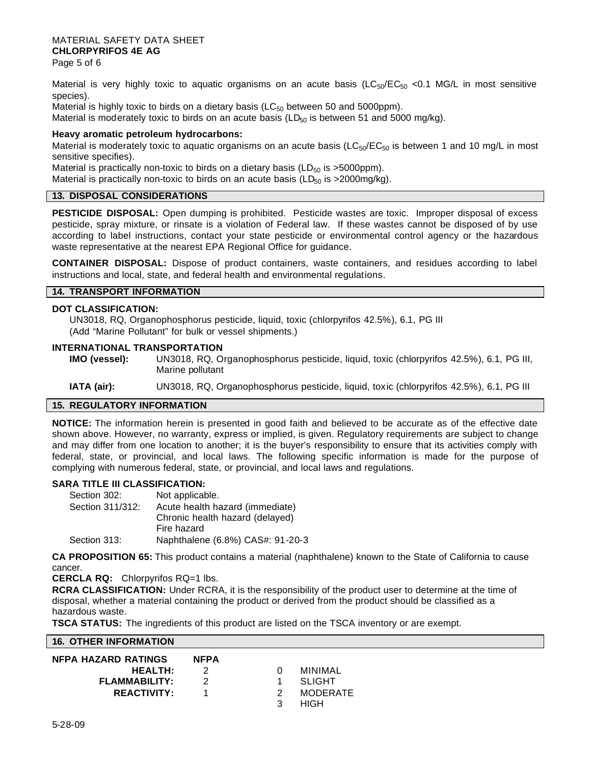Material is very highly toxic to aquatic organisms on an acute basis ($LC_{50}$/$EC_{50}$ <0.1 MG/L in most sensitive species).
Material is highly toxic to birds on a dietary basis ($LC_{50}$ between 50 and 5000ppm).
Material is moderately toxic to birds on an acute basis ($LD_{50}$ is between 51 and 5000 mg/kg).

**Heavy aromatic petroleum hydrocarbons:**
Material is moderately toxic to aquatic organisms on an acute basis ($LC_{50}$/$EC_{50}$ is between 1 and 10 mg/L in most sensitive specifies).
Material is practically non-toxic to birds on a dietary basis ($LD_{50}$ is >5000ppm).
Material is practically non-toxic to birds on an acute basis ($LD_{50}$ is >2000mg/kg).

## 13. DISPOSAL CONSIDERATIONS

**PESTICIDE DISPOSAL:** Open dumping is prohibited. Pesticide wastes are toxic. Improper disposal of excess pesticide, spray mixture, or rinsate is a violation of Federal law. If these wastes cannot be disposed of by use according to label instructions, contact your state pesticide or environmental control agency or the hazardous waste representative at the nearest EPA Regional Office for guidance.

**CONTAINER DISPOSAL:** Dispose of product containers, waste containers, and residues according to label instructions and local, state, and federal health and environmental regulations.

## 14. TRANSPORT INFORMATION

**DOT CLASSIFICATION:**
UN3018, RQ, Organophosphorus pesticide, liquid, toxic (chlorpyrifos 42.5%), 6.1, PG III
(Add "Marine Pollutant" for bulk or vessel shipments.)

**INTERNATIONAL TRANSPORTATION**

**IMO (vessel):** UN3018, RQ, Organophosphorus pesticide, liquid, toxic (chlorpyrifos 42.5%), 6.1, PG III, Marine pollutant

**IATA (air):** UN3018, RQ, Organophosphorus pesticide, liquid, toxic (chlorpyrifos 42.5%), 6.1, PG III

## 15. REGULATORY INFORMATION

**NOTICE:** The information herein is presented in good faith and believed to be accurate as of the effective date shown above. However, no warranty, express or implied, is given. Regulatory requirements are subject to change and may differ from one location to another; it is the buyer's responsibility to ensure that its activities comply with federal, state, or provincial, and local laws. The following specific information is made for the purpose of complying with numerous federal, state, or provincial, and local laws and regulations.

**SARA TITLE III CLASSIFICATION:**

| | |
|---|---|
| Section 302: | Not applicable. |
| Section 311/312: | Acute health hazard (immediate)<br>Chronic health hazard (delayed)<br>Fire hazard |
| Section 313: | Naphthalene (6.8%) CAS#: 91-20-3 |

**CA PROPOSITION 65:** This product contains a material (naphthalene) known to the State of California to cause cancer.

**CERCLA RQ:** Chlorpyrifos RQ=1 lbs.

**RCRA CLASSIFICATION:** Under RCRA, it is the responsibility of the product user to determine at the time of disposal, whether a material containing the product or derived from the product should be classified as a hazardous waste.

**TSCA STATUS:** The ingredients of this product are listed on the TSCA inventory or are exempt.

## 16. OTHER INFORMATION

| NFPA HAZARD RATINGS | NFPA | | |
|---|---|---|---|
| HEALTH: | 2 | 0 | MINIMAL |
| FLAMMABILITY: | 2 | 1 | SLIGHT |
| REACTIVITY: | 1 | 2 | MODERATE |
| | | 3 | HIGH |

5-28-09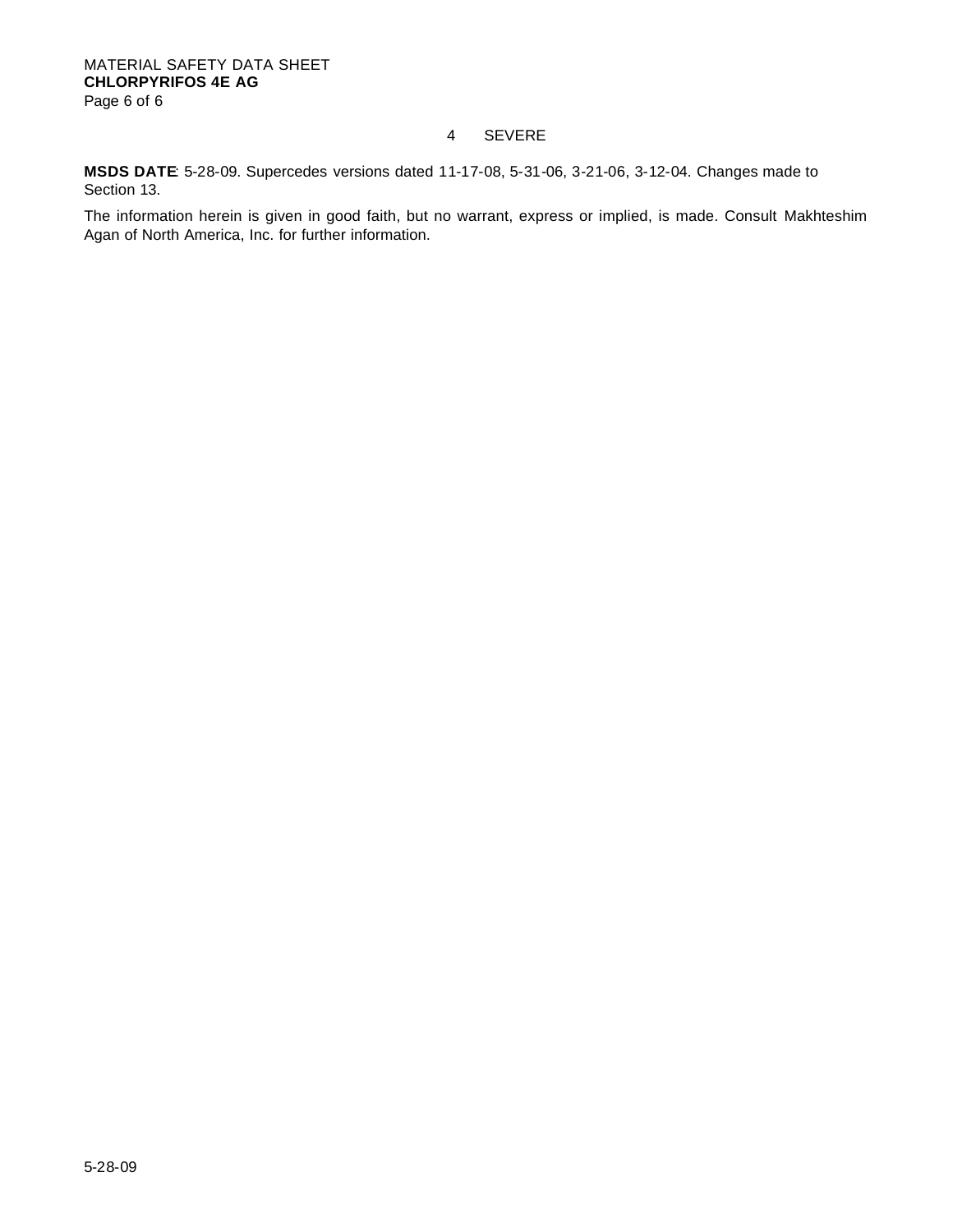4 SEVERE

**MSDS DATE**: 5-28-09. Supercedes versions dated 11-17-08, 5-31-06, 3-21-06, 3-12-04. Changes made to Section 13.

The information herein is given in good faith, but no warrant, express or implied, is made. Consult Makhteshim Agan of North America, Inc. for further information.